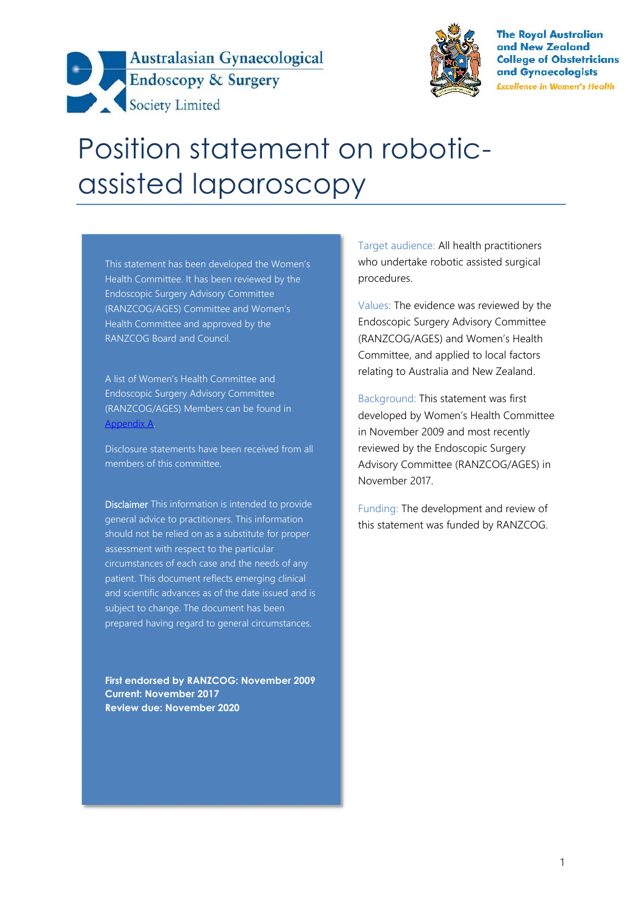Australasian Gynaecological Endoscopy & Surgery Society Limited

The Royal Australian and New Zealand College of Obstetricians and Gynaecologists

*Excellence in Women's Health*

# Position statement on robotic-assisted laparoscopy

This statement has been developed the Women's Health Committee. It has been reviewed by the Endoscopic Surgery Advisory Committee (RANZCOG/AGES) Committee and Women's Health Committee and approved by the RANZCOG Board and Council.

A list of Women's Health Committee and Endoscopic Surgery Advisory Committee (RANZCOG/AGES) Members can be found in Appendix A.

Disclosure statements have been received from all members of this committee.

**Disclaimer** This information is intended to provide general advice to practitioners. This information should not be relied on as a substitute for proper assessment with respect to the particular circumstances of each case and the needs of any patient. This document reflects emerging clinical and scientific advances as of the date issued and is subject to change. The document has been prepared having regard to general circumstances.

**First endorsed by RANZCOG: November 2009**
**Current: November 2017**
**Review due: November 2020**

Target audience: All health practitioners who undertake robotic assisted surgical procedures.

Values: The evidence was reviewed by the Endoscopic Surgery Advisory Committee (RANZCOG/AGES) and Women's Health Committee, and applied to local factors relating to Australia and New Zealand.

Background: This statement was first developed by Women's Health Committee in November 2009 and most recently reviewed by the Endoscopic Surgery Advisory Committee (RANZCOG/AGES) in November 2017.

Funding: The development and review of this statement was funded by RANZCOG.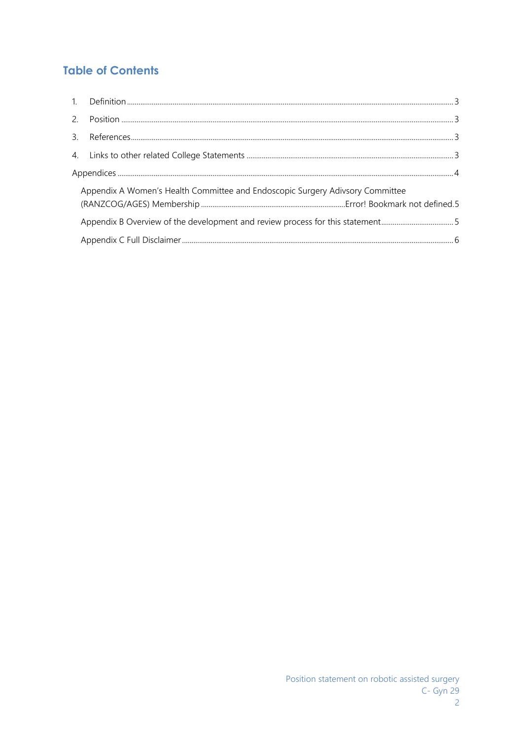## Table of Contents

1. Definition ........................................................................................................................................ 3
2. Position ........................................................................................................................................... 3
3. References ....................................................................................................................................... 3
4. Links to other related College Statements ......................................................................................... 3

Appendices ............................................................................................................................................ 4

- Appendix A Women's Health Committee and Endoscopic Surgery Adivsory Committee (RANZCOG/AGES) Membership ..........................................................Error! Bookmark not defined.5
- Appendix B Overview of the development and review process for this statement ...................................... 5
- Appendix C Full Disclaimer ..................................................................................................................... 6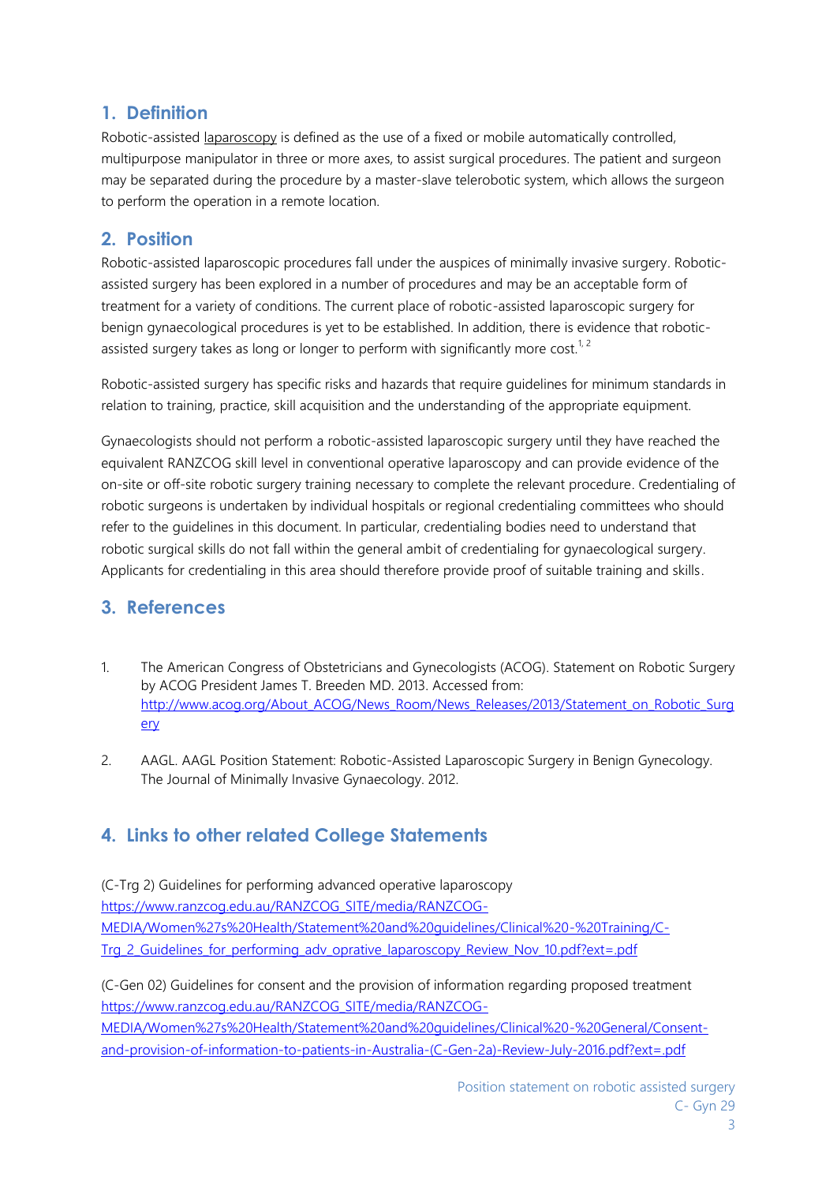## 1. Definition

Robotic-assisted laparoscopy is defined as the use of a fixed or mobile automatically controlled, multipurpose manipulator in three or more axes, to assist surgical procedures. The patient and surgeon may be separated during the procedure by a master-slave telerobotic system, which allows the surgeon to perform the operation in a remote location.

## 2. Position

Robotic-assisted laparoscopic procedures fall under the auspices of minimally invasive surgery. Robotic-assisted surgery has been explored in a number of procedures and may be an acceptable form of treatment for a variety of conditions. The current place of robotic-assisted laparoscopic surgery for benign gynaecological procedures is yet to be established. In addition, there is evidence that robotic-assisted surgery takes as long or longer to perform with significantly more cost.[1, 2]

Robotic-assisted surgery has specific risks and hazards that require guidelines for minimum standards in relation to training, practice, skill acquisition and the understanding of the appropriate equipment.

Gynaecologists should not perform a robotic-assisted laparoscopic surgery until they have reached the equivalent RANZCOG skill level in conventional operative laparoscopy and can provide evidence of the on-site or off-site robotic surgery training necessary to complete the relevant procedure. Credentialing of robotic surgeons is undertaken by individual hospitals or regional credentialing committees who should refer to the guidelines in this document. In particular, credentialing bodies need to understand that robotic surgical skills do not fall within the general ambit of credentialing for gynaecological surgery. Applicants for credentialing in this area should therefore provide proof of suitable training and skills.

## 3. References

1. The American Congress of Obstetricians and Gynecologists (ACOG). Statement on Robotic Surgery by ACOG President James T. Breeden MD. 2013. Accessed from: http://www.acog.org/About_ACOG/News_Room/News_Releases/2013/Statement_on_Robotic_Surgery

2. AAGL. AAGL Position Statement: Robotic-Assisted Laparoscopic Surgery in Benign Gynecology. The Journal of Minimally Invasive Gynaecology. 2012.

## 4. Links to other related College Statements

(C-Trg 2) Guidelines for performing advanced operative laparoscopy
https://www.ranzcog.edu.au/RANZCOG_SITE/media/RANZCOG-MEDIA/Women%27s%20Health/Statement%20and%20guidelines/Clinical%20-%20Training/C-Trg_2_Guidelines_for_performing_adv_oprative_laparoscopy_Review_Nov_10.pdf?ext=.pdf

(C-Gen 02) Guidelines for consent and the provision of information regarding proposed treatment
https://www.ranzcog.edu.au/RANZCOG_SITE/media/RANZCOG-MEDIA/Women%27s%20Health/Statement%20and%20guidelines/Clinical%20-%20General/Consent-and-provision-of-information-to-patients-in-Australia-(C-Gen-2a)-Review-July-2016.pdf?ext=.pdf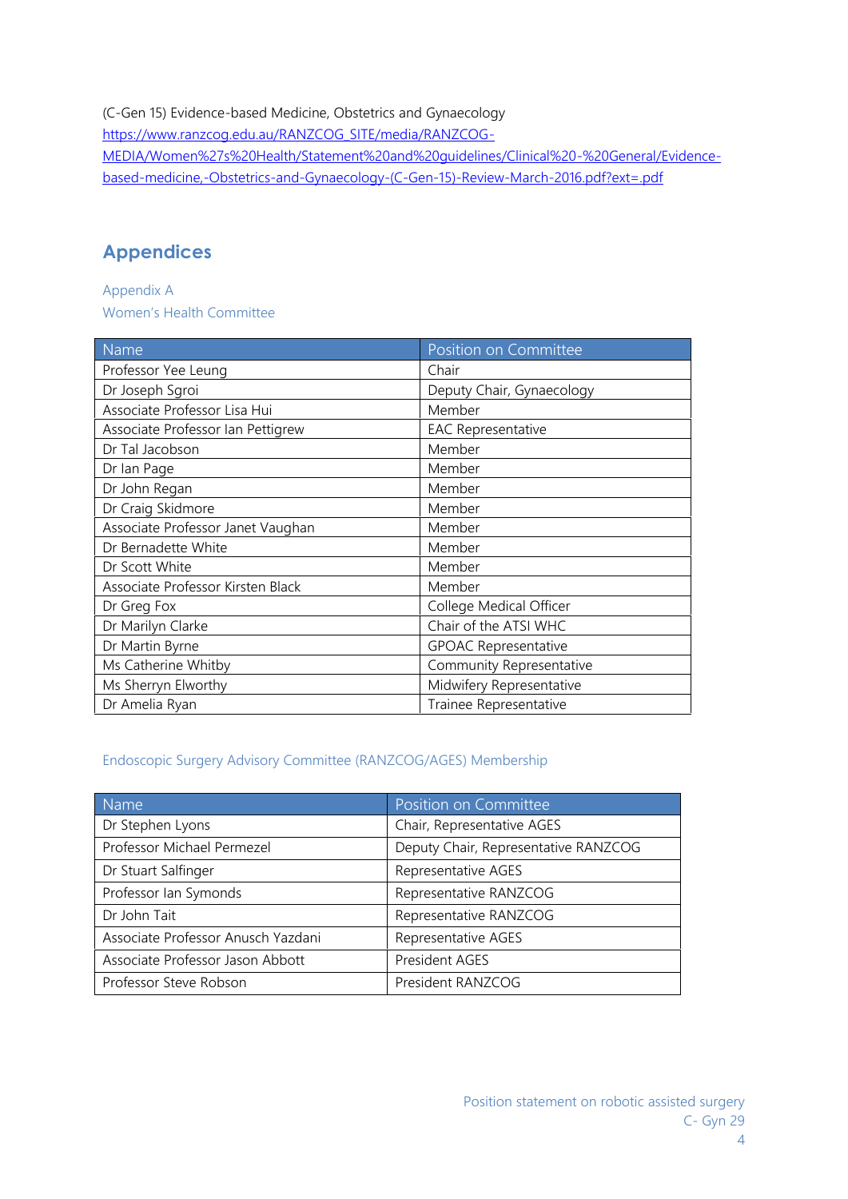(C-Gen 15) Evidence-based Medicine, Obstetrics and Gynaecology
[https://www.ranzcog.edu.au/RANZCOG_SITE/media/RANZCOG-MEDIA/Women%27s%20Health/Statement%20and%20guidelines/Clinical%20-%20General/Evidence-based-medicine,-Obstetrics-and-Gynaecology-(C-Gen-15)-Review-March-2016.pdf?ext=.pdf](https://www.ranzcog.edu.au/RANZCOG_SITE/media/RANZCOG-MEDIA/Women%27s%20Health/Statement%20and%20guidelines/Clinical%20-%20General/Evidence-based-medicine,-Obstetrics-and-Gynaecology-(C-Gen-15)-Review-March-2016.pdf?ext=.pdf)

## Appendices

### Appendix A
### Women's Health Committee

| Name | Position on Committee |
|---|---|
| Professor Yee Leung | Chair |
| Dr Joseph Sgroi | Deputy Chair, Gynaecology |
| Associate Professor Lisa Hui | Member |
| Associate Professor Ian Pettigrew | EAC Representative |
| Dr Tal Jacobson | Member |
| Dr Ian Page | Member |
| Dr John Regan | Member |
| Dr Craig Skidmore | Member |
| Associate Professor Janet Vaughan | Member |
| Dr Bernadette White | Member |
| Dr Scott White | Member |
| Associate Professor Kirsten Black | Member |
| Dr Greg Fox | College Medical Officer |
| Dr Marilyn Clarke | Chair of the ATSI WHC |
| Dr Martin Byrne | GPOAC Representative |
| Ms Catherine Whitby | Community Representative |
| Ms Sherryn Elworthy | Midwifery Representative |
| Dr Amelia Ryan | Trainee Representative |

### Endoscopic Surgery Advisory Committee (RANZCOG/AGES) Membership

| Name | Position on Committee |
|---|---|
| Dr Stephen Lyons | Chair, Representative AGES |
| Professor Michael Permezel | Deputy Chair, Representative RANZCOG |
| Dr Stuart Salfinger | Representative AGES |
| Professor Ian Symonds | Representative RANZCOG |
| Dr John Tait | Representative RANZCOG |
| Associate Professor Anusch Yazdani | Representative AGES |
| Associate Professor Jason Abbott | President AGES |
| Professor Steve Robson | President RANZCOG |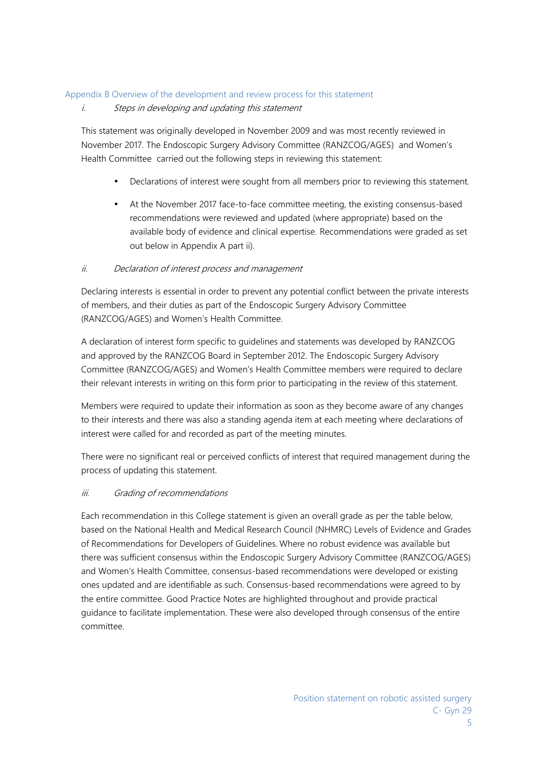## Appendix B Overview of the development and review process for this statement

### i. *Steps in developing and updating this statement*

This statement was originally developed in November 2009 and was most recently reviewed in November 2017. The Endoscopic Surgery Advisory Committee (RANZCOG/AGES) and Women's Health Committee carried out the following steps in reviewing this statement:

- Declarations of interest were sought from all members prior to reviewing this statement.
- At the November 2017 face-to-face committee meeting, the existing consensus-based recommendations were reviewed and updated (where appropriate) based on the available body of evidence and clinical expertise. Recommendations were graded as set out below in Appendix A part ii).

### ii. *Declaration of interest process and management*

Declaring interests is essential in order to prevent any potential conflict between the private interests of members, and their duties as part of the Endoscopic Surgery Advisory Committee (RANZCOG/AGES) and Women's Health Committee.

A declaration of interest form specific to guidelines and statements was developed by RANZCOG and approved by the RANZCOG Board in September 2012. The Endoscopic Surgery Advisory Committee (RANZCOG/AGES) and Women's Health Committee members were required to declare their relevant interests in writing on this form prior to participating in the review of this statement.

Members were required to update their information as soon as they become aware of any changes to their interests and there was also a standing agenda item at each meeting where declarations of interest were called for and recorded as part of the meeting minutes.

There were no significant real or perceived conflicts of interest that required management during the process of updating this statement.

### iii. *Grading of recommendations*

Each recommendation in this College statement is given an overall grade as per the table below, based on the National Health and Medical Research Council (NHMRC) Levels of Evidence and Grades of Recommendations for Developers of Guidelines. Where no robust evidence was available but there was sufficient consensus within the Endoscopic Surgery Advisory Committee (RANZCOG/AGES) and Women's Health Committee, consensus-based recommendations were developed or existing ones updated and are identifiable as such. Consensus-based recommendations were agreed to by the entire committee. Good Practice Notes are highlighted throughout and provide practical guidance to facilitate implementation. These were also developed through consensus of the entire committee.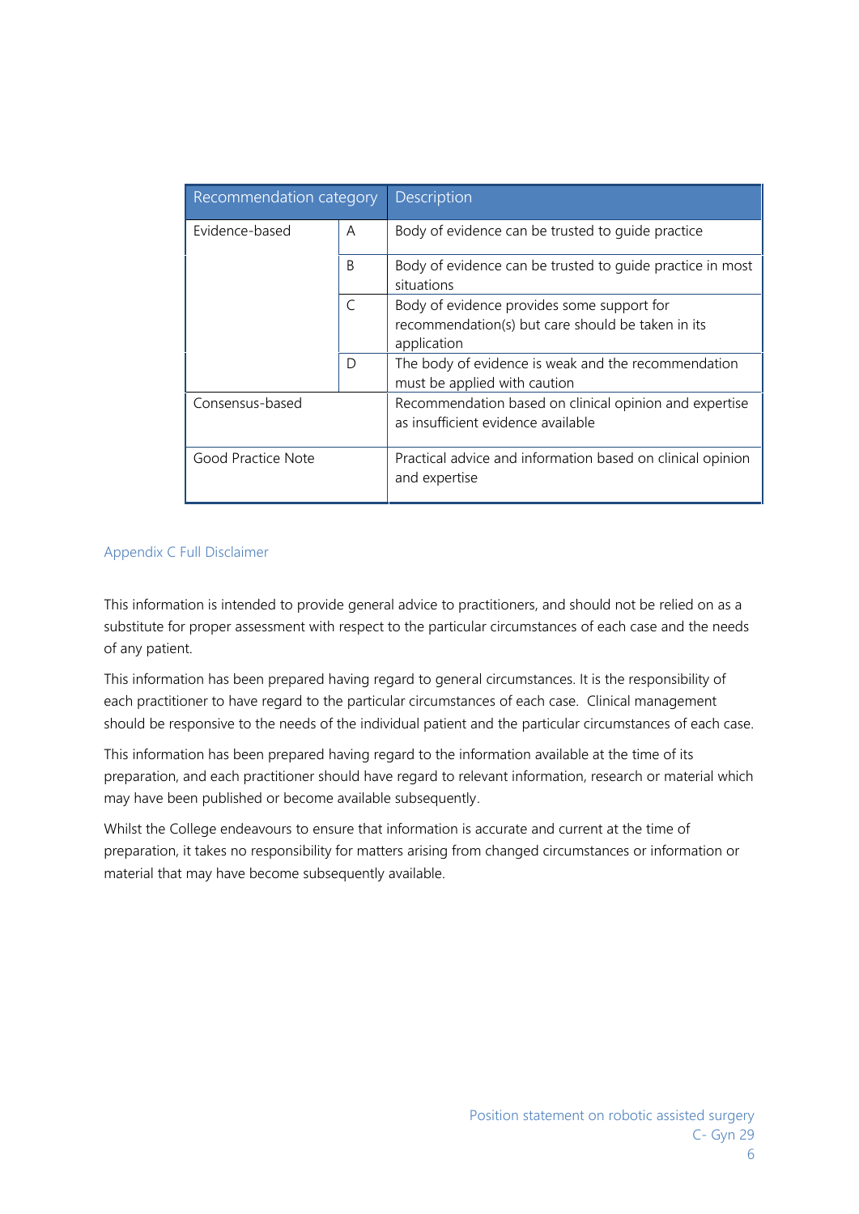| Recommendation category | | Description |
|---|---|---|
| Evidence-based | A | Body of evidence can be trusted to guide practice |
| | B | Body of evidence can be trusted to guide practice in most situations |
| | C | Body of evidence provides some support for recommendation(s) but care should be taken in its application |
| | D | The body of evidence is weak and the recommendation must be applied with caution |
| Consensus-based | | Recommendation based on clinical opinion and expertise as insufficient evidence available |
| Good Practice Note | | Practical advice and information based on clinical opinion and expertise |

## Appendix C Full Disclaimer

This information is intended to provide general advice to practitioners, and should not be relied on as a substitute for proper assessment with respect to the particular circumstances of each case and the needs of any patient.

This information has been prepared having regard to general circumstances. It is the responsibility of each practitioner to have regard to the particular circumstances of each case. Clinical management should be responsive to the needs of the individual patient and the particular circumstances of each case.

This information has been prepared having regard to the information available at the time of its preparation, and each practitioner should have regard to relevant information, research or material which may have been published or become available subsequently.

Whilst the College endeavours to ensure that information is accurate and current at the time of preparation, it takes no responsibility for matters arising from changed circumstances or information or material that may have become subsequently available.